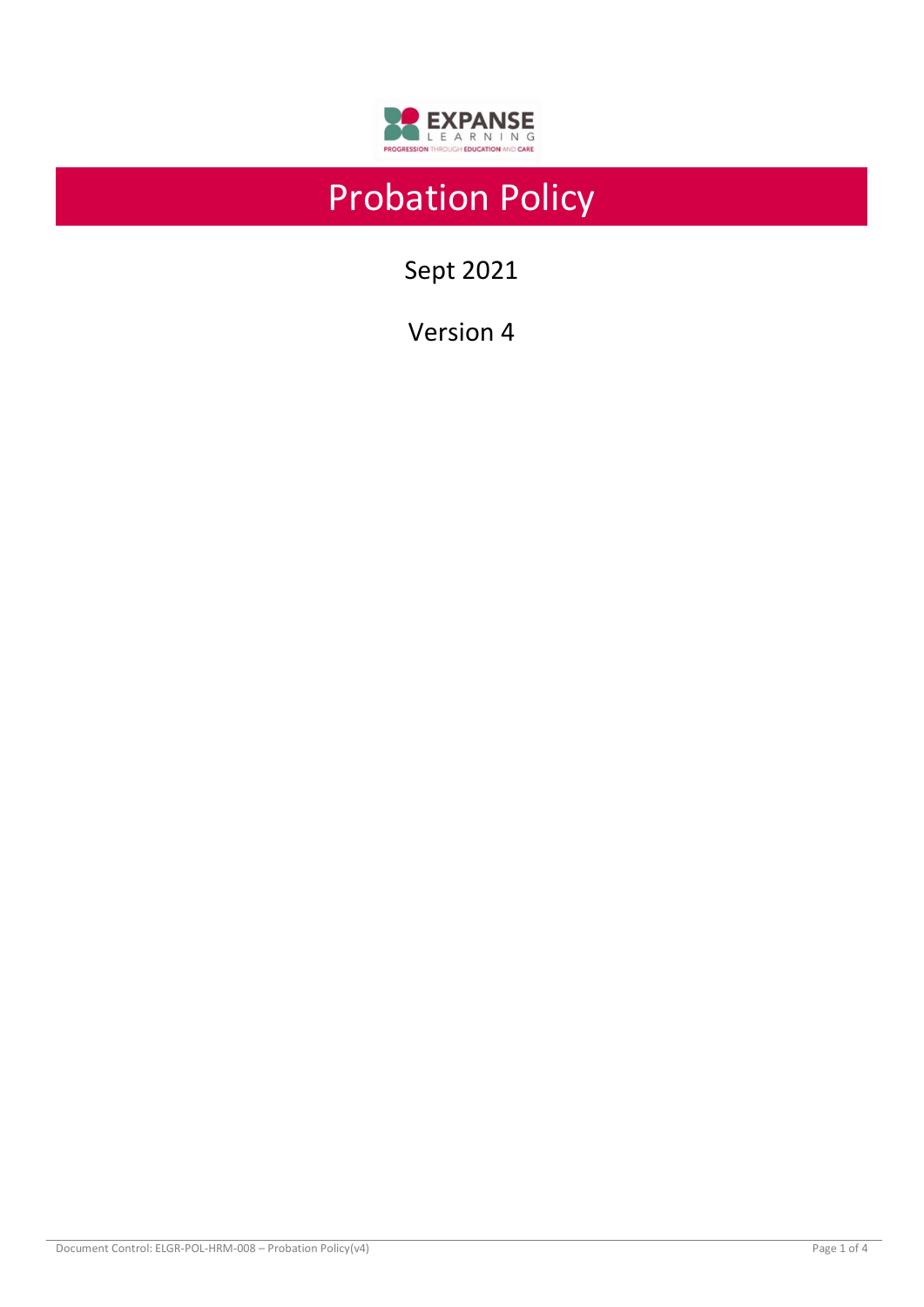# Probation Policy

Sept 2021

Version 4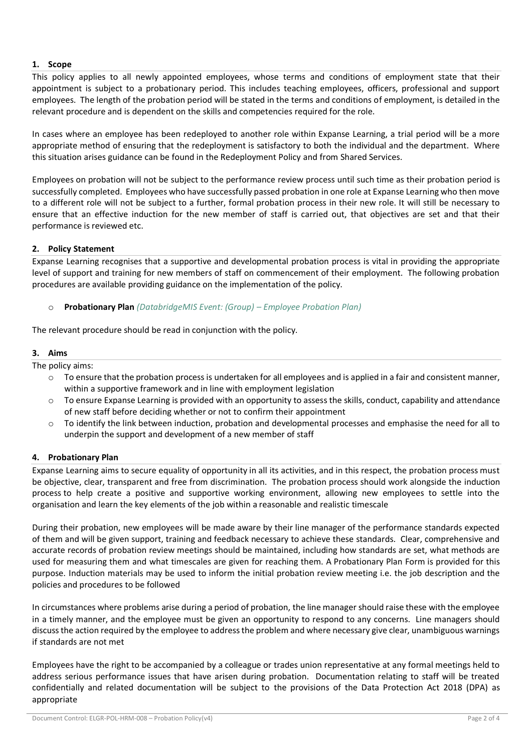## 1. Scope

This policy applies to all newly appointed employees, whose terms and conditions of employment state that their appointment is subject to a probationary period. This includes teaching employees, officers, professional and support employees. The length of the probation period will be stated in the terms and conditions of employment, is detailed in the relevant procedure and is dependent on the skills and competencies required for the role.

In cases where an employee has been redeployed to another role within Expanse Learning, a trial period will be a more appropriate method of ensuring that the redeployment is satisfactory to both the individual and the department. Where this situation arises guidance can be found in the Redeployment Policy and from Shared Services.

Employees on probation will not be subject to the performance review process until such time as their probation period is successfully completed. Employees who have successfully passed probation in one role at Expanse Learning who then move to a different role will not be subject to a further, formal probation process in their new role. It will still be necessary to ensure that an effective induction for the new member of staff is carried out, that objectives are set and that their performance is reviewed etc.

## 2. Policy Statement

Expanse Learning recognises that a supportive and developmental probation process is vital in providing the appropriate level of support and training for new members of staff on commencement of their employment. The following probation procedures are available providing guidance on the implementation of the policy.

- **Probationary Plan** *(DatabridgeMIS Event: (Group) – Employee Probation Plan)*

The relevant procedure should be read in conjunction with the policy.

## 3. Aims

The policy aims:

- To ensure that the probation process is undertaken for all employees and is applied in a fair and consistent manner, within a supportive framework and in line with employment legislation
- To ensure Expanse Learning is provided with an opportunity to assess the skills, conduct, capability and attendance of new staff before deciding whether or not to confirm their appointment
- To identify the link between induction, probation and developmental processes and emphasise the need for all to underpin the support and development of a new member of staff

## 4. Probationary Plan

Expanse Learning aims to secure equality of opportunity in all its activities, and in this respect, the probation process must be objective, clear, transparent and free from discrimination. The probation process should work alongside the induction process to help create a positive and supportive working environment, allowing new employees to settle into the organisation and learn the key elements of the job within a reasonable and realistic timescale

During their probation, new employees will be made aware by their line manager of the performance standards expected of them and will be given support, training and feedback necessary to achieve these standards. Clear, comprehensive and accurate records of probation review meetings should be maintained, including how standards are set, what methods are used for measuring them and what timescales are given for reaching them. A Probationary Plan Form is provided for this purpose. Induction materials may be used to inform the initial probation review meeting i.e. the job description and the policies and procedures to be followed

In circumstances where problems arise during a period of probation, the line manager should raise these with the employee in a timely manner, and the employee must be given an opportunity to respond to any concerns. Line managers should discuss the action required by the employee to address the problem and where necessary give clear, unambiguous warnings if standards are not met

Employees have the right to be accompanied by a colleague or trades union representative at any formal meetings held to address serious performance issues that have arisen during probation. Documentation relating to staff will be treated confidentially and related documentation will be subject to the provisions of the Data Protection Act 2018 (DPA) as appropriate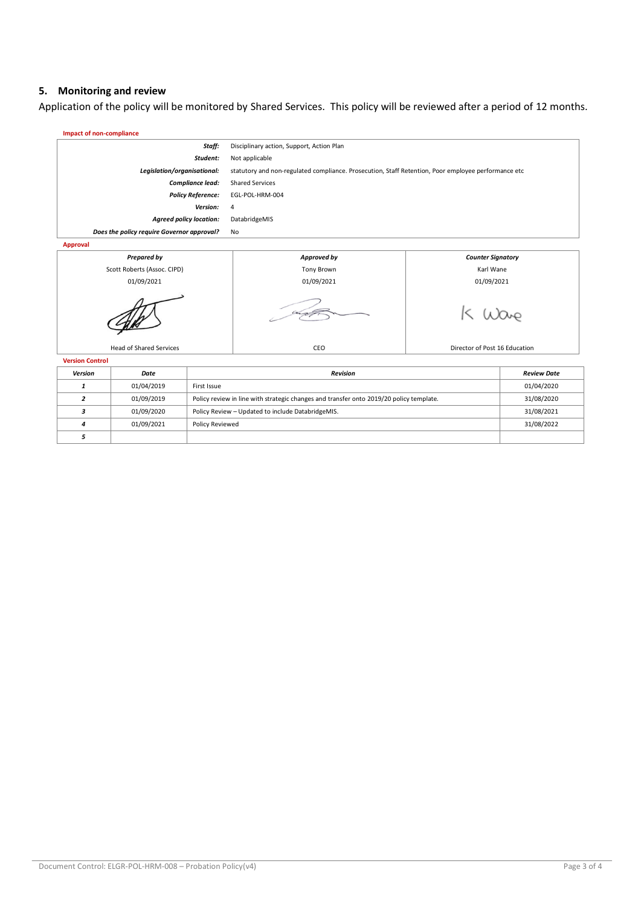## 5. Monitoring and review

Application of the policy will be monitored by Shared Services. This policy will be reviewed after a period of 12 months.

**Impact of non-compliance**

| | |
|---|---|
| ***Staff:*** | Disciplinary action, Support, Action Plan |
| ***Student:*** | Not applicable |
| ***Legislation/organisational:*** | statutory and non-regulated compliance. Prosecution, Staff Retention, Poor employee performance etc |
| ***Compliance lead:*** | Shared Services |
| ***Policy Reference:*** | EGL-POL-HRM-004 |
| ***Version:*** | 4 |
| ***Agreed policy location:*** | DatabridgeMIS |
| ***Does the policy require Governor approval?*** | No |

**Approval**

| *Prepared by* | *Approved by* | *Counter Signatory* |
|---|---|---|
| Scott Roberts (Assoc. CIPD) | Tony Brown | Karl Wane |
| 01/09/2021 | 01/09/2021 | 01/09/2021 |
| | | K Wane |
| Head of Shared Services | CEO | Director of Post 16 Education |

**Version Control**

| *Version* | *Date* | *Revision* | *Review Date* |
|---|---|---|---|
| *1* | 01/04/2019 | First Issue | 01/04/2020 |
| *2* | 01/09/2019 | Policy review in line with strategic changes and transfer onto 2019/20 policy template. | 31/08/2020 |
| *3* | 01/09/2020 | Policy Review – Updated to include DatabridgeMIS. | 31/08/2021 |
| *4* | 01/09/2021 | Policy Reviewed | 31/08/2022 |
| *5* | | | |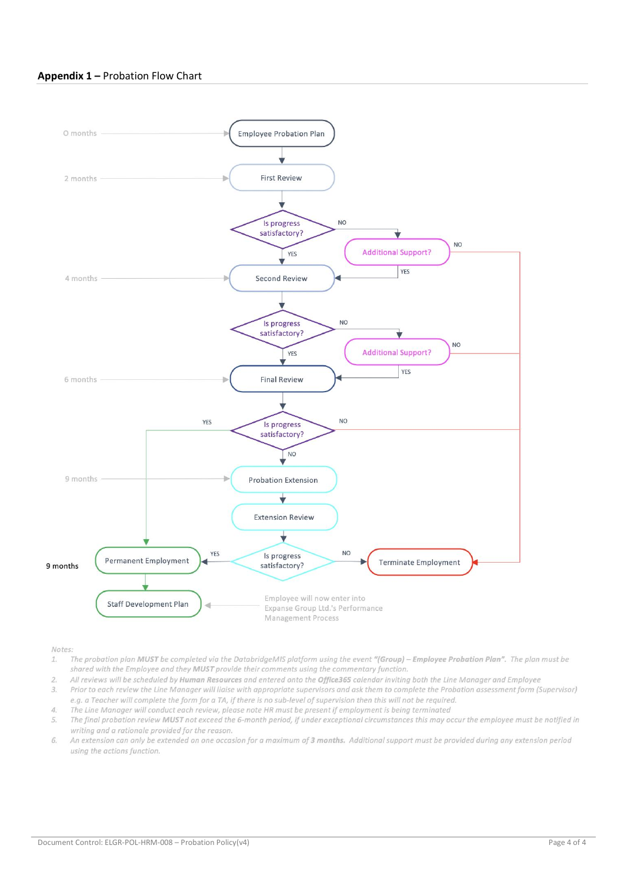**Appendix 1 –** Probation Flow Chart

0 months
Employee Probation Plan

2 months
First Review

Is progress satisfactory?
NO
Additional Support?
NO
YES
YES

4 months
Second Review

Is progress satisfactory?
NO
Additional Support?
NO
YES
YES

6 months
Final Review

YES
Is progress satisfactory?
NO
NO

9 months
Probation Extension

Extension Review

9 months
Permanent Employment
YES
Is progress satisfactory?
NO
Terminate Employment

Staff Development Plan
Employee will now enter into Expanse Group Ltd.'s Performance Management Process

*Notes:*

1. *The probation plan **MUST** be completed via the DatabridgeMIS platform using the event **"(Group) – Employee Probation Plan"**. The plan must be shared with the Employee and they **MUST** provide their comments using the commentary function.*
2. *All reviews will be scheduled by **Human Resources** and entered onto the **Office365** calendar inviting both the Line Manager and Employee*
3. *Prior to each review the Line Manager will liaise with appropriate supervisors and ask them to complete the Probation assessment form (Supervisor) e.g. a Teacher will complete the form for a TA, if there is no sub-level of supervision then this will not be required.*
4. *The Line Manager will conduct each review, please note HR must be present if employment is being terminated*
5. *The final probation review **MUST** not exceed the 6-month period, if under exceptional circumstances this may occur the employee must be notified in writing and a rationale provided for the reason.*
6. *An extension can only be extended on one occasion for a maximum of **3 months.** Additional support must be provided during any extension period using the actions function.*

Document Control: ELGR-POL-HRM-008 – Probation Policy(v4)